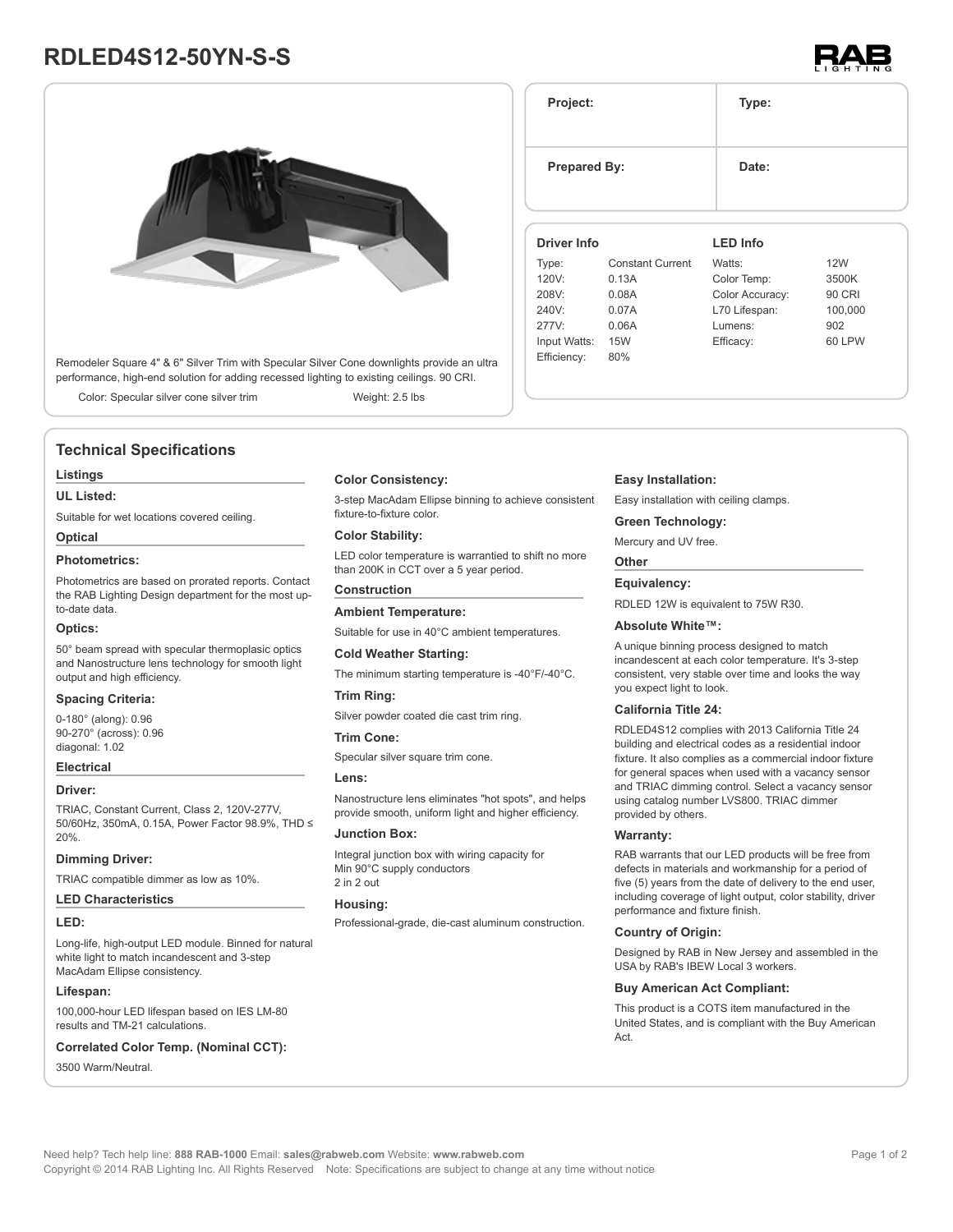# RDLED4S12-50YN-S-S

RAB LIGHTING

Remodeler Square 4" & 6" Silver Trim with Specular Silver Cone downlights provide an ultra performance, high-end solution for adding recessed lighting to existing ceilings. 90 CRI.

Color: Specular silver cone silver trim

Weight: 2.5 lbs

| | |
|---|---|
| **Project:** | **Type:** |
| **Prepared By:** | **Date:** |

| Driver Info | | LED Info | |
|---|---|---|---|
| Type: | Constant Current | Watts: | 12W |
| 120V: | 0.13A | Color Temp: | 3500K |
| 208V: | 0.08A | Color Accuracy: | 90 CRI |
| 240V: | 0.07A | L70 Lifespan: | 100,000 |
| 277V: | 0.06A | Lumens: | 902 |
| Input Watts: | 15W | Efficacy: | 60 LPW |
| Efficiency: | 80% | | |

## Technical Specifications

### Listings

**UL Listed:**

Suitable for wet locations covered ceiling.

### Optical

**Photometrics:**

Photometrics are based on prorated reports. Contact the RAB Lighting Design department for the most up-to-date data.

**Optics:**

50° beam spread with specular thermoplasic optics and Nanostructure lens technology for smooth light output and high efficiency.

**Spacing Criteria:**

0-180° (along): 0.96
90-270° (across): 0.96
diagonal: 1.02

### Electrical

**Driver:**

TRIAC, Constant Current, Class 2, 120V-277V, 50/60Hz, 350mA, 0.15A, Power Factor 98.9%, THD ≤ 20%.

**Dimming Driver:**

TRIAC compatible dimmer as low as 10%.

### LED Characteristics

**LED:**

Long-life, high-output LED module. Binned for natural white light to match incandescent and 3-step MacAdam Ellipse consistency.

**Lifespan:**

100,000-hour LED lifespan based on IES LM-80 results and TM-21 calculations.

**Correlated Color Temp. (Nominal CCT):**

3500 Warm/Neutral.

**Color Consistency:**

3-step MacAdam Ellipse binning to achieve consistent fixture-to-fixture color.

**Color Stability:**

LED color temperature is warrantied to shift no more than 200K in CCT over a 5 year period.

### Construction

**Ambient Temperature:**

Suitable for use in 40°C ambient temperatures.

**Cold Weather Starting:**

The minimum starting temperature is -40°F/-40°C.

**Trim Ring:**

Silver powder coated die cast trim ring.

**Trim Cone:**

Specular silver square trim cone.

**Lens:**

Nanostructure lens eliminates "hot spots", and helps provide smooth, uniform light and higher efficiency.

**Junction Box:**

Integral junction box with wiring capacity for
Min 90°C supply conductors
2 in 2 out

**Housing:**

Professional-grade, die-cast aluminum construction.

**Easy Installation:**

Easy installation with ceiling clamps.

**Green Technology:**

Mercury and UV free.

### Other

**Equivalency:**

RDLED 12W is equivalent to 75W R30.

**Absolute White™:**

A unique binning process designed to match incandescent at each color temperature. It's 3-step consistent, very stable over time and looks the way you expect light to look.

**California Title 24:**

RDLED4S12 complies with 2013 California Title 24 building and electrical codes as a residential indoor fixture. It also complies as a commercial indoor fixture for general spaces when used with a vacancy sensor and TRIAC dimming control. Select a vacancy sensor using catalog number LVS800. TRIAC dimmer provided by others.

**Warranty:**

RAB warrants that our LED products will be free from defects in materials and workmanship for a period of five (5) years from the date of delivery to the end user, including coverage of light output, color stability, driver performance and fixture finish.

**Country of Origin:**

Designed by RAB in New Jersey and assembled in the USA by RAB's IBEW Local 3 workers.

**Buy American Act Compliant:**

This product is a COTS item manufactured in the United States, and is compliant with the Buy American Act.

Need help? Tech help line: **888 RAB-1000** Email: **sales@rabweb.com** Website: **www.rabweb.com**
Copyright © 2014 RAB Lighting Inc. All Rights Reserved Note: Specifications are subject to change at any time without notice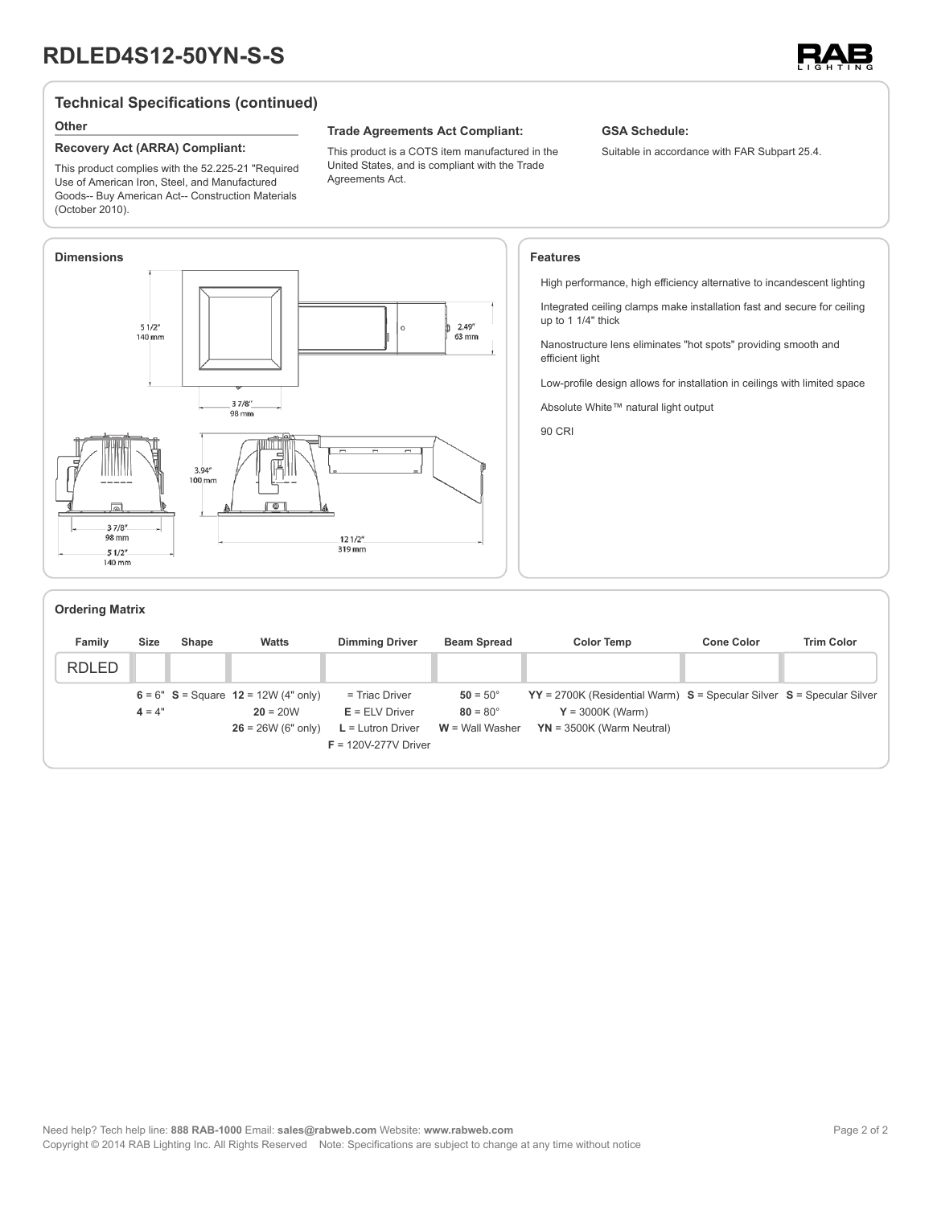# RDLED4S12-50YN-S-S

## Technical Specifications (continued)

### Other

**Recovery Act (ARRA) Compliant:**

This product complies with the 52.225-21 "Required Use of American Iron, Steel, and Manufactured Goods-- Buy American Act-- Construction Materials (October 2010).

**Trade Agreements Act Compliant:**

This product is a COTS item manufactured in the United States, and is compliant with the Trade Agreements Act.

**GSA Schedule:**

Suitable in accordance with FAR Subpart 25.4.

## Dimensions

5 1/2"
140 mm

2.49"
63 mm

3 7/8"
98 mm

3.94"
100 mm

3 7/8"
98 mm

5 1/2"
140 mm

12 1/2"
319 mm

## Features

High performance, high efficiency alternative to incandescent lighting

Integrated ceiling clamps make installation fast and secure for ceiling up to 1 1/4" thick

Nanostructure lens eliminates "hot spots" providing smooth and efficient light

Low-profile design allows for installation in ceilings with limited space

Absolute White™ natural light output

90 CRI

## Ordering Matrix

| Family | Size | Shape | Watts | Dimming Driver | Beam Spread | Color Temp | Cone Color | Trim Color |
|---|---|---|---|---|---|---|---|---|
| RDLED | | | | | | | | |
| | **6** = 6" | **S** = Square | **12** = 12W (4" only) | = Triac Driver | **50** = 50° | **YY** = 2700K (Residential Warm) | **S** = Specular Silver | **S** = Specular Silver |
| | **4** = 4" | | **20** = 20W | **E** = ELV Driver | **80** = 80° | **Y** = 3000K (Warm) | | |
| | | | **26** = 26W (6" only) | **L** = Lutron Driver | **W** = Wall Washer | **YN** = 3500K (Warm Neutral) | | |
| | | | | **F** = 120V-277V Driver | | | | |

Need help? Tech help line: **888 RAB-1000** Email: **sales@rabweb.com** Website: **www.rabweb.com**

Copyright © 2014 RAB Lighting Inc. All Rights Reserved Note: Specifications are subject to change at any time without notice